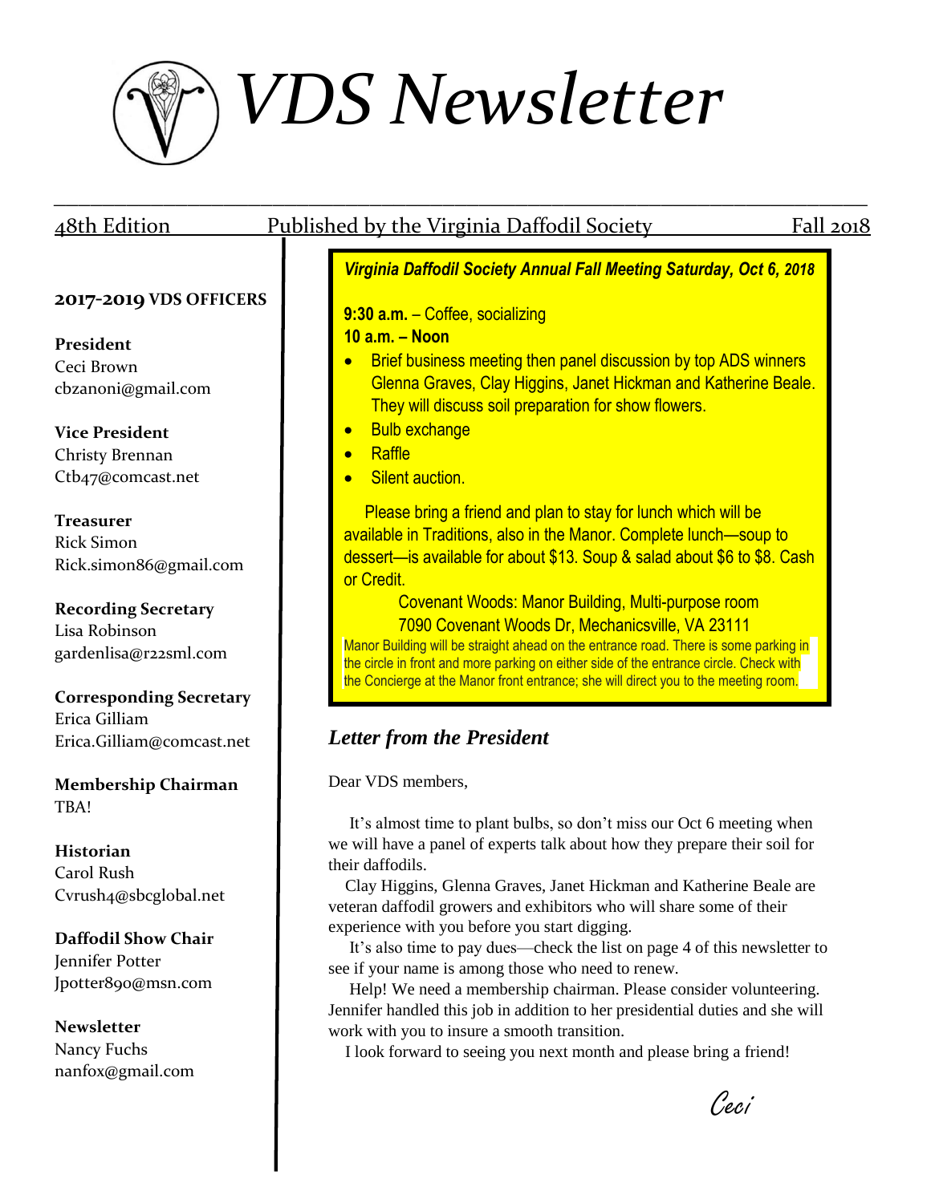# VDS Newsletter

48th Edition | Published by the Virginia Daffodil Society | Fall 2018

**2017-2019 VDS OFFICERS**

**President**
Ceci Brown
cbzanoni@gmail.com

**Vice President**
Christy Brennan
Ctb47@comcast.net

**Treasurer**
Rick Simon
Rick.simon86@gmail.com

**Recording Secretary**
Lisa Robinson
gardenlisa@r22sml.com

**Corresponding Secretary**
Erica Gilliam
Erica.Gilliam@comcast.net

**Membership Chairman**
TBA!

**Historian**
Carol Rush
Cvrush4@sbcglobal.net

**Daffodil Show Chair**
Jennifer Potter
Jpotter890@msn.com

**Newsletter**
Nancy Fuchs
nanfox@gmail.com

***Virginia Daffodil Society Annual Fall Meeting Saturday, Oct 6, 2018***

**9:30 a.m.** – Coffee, socializing
**10 a.m. – Noon**

- Brief business meeting then panel discussion by top ADS winners Glenna Graves, Clay Higgins, Janet Hickman and Katherine Beale. They will discuss soil preparation for show flowers.
- Bulb exchange
- Raffle
- Silent auction.

Please bring a friend and plan to stay for lunch which will be available in Traditions, also in the Manor. Complete lunch—soup to dessert—is available for about $13. Soup & salad about $6 to $8. Cash or Credit.

Covenant Woods: Manor Building, Multi-purpose room
7090 Covenant Woods Dr, Mechanicsville, VA 23111

Manor Building will be straight ahead on the entrance road. There is some parking in the circle in front and more parking on either side of the entrance circle. Check with the Concierge at the Manor front entrance; she will direct you to the meeting room.

## *Letter from the President*

Dear VDS members,

It's almost time to plant bulbs, so don't miss our Oct 6 meeting when we will have a panel of experts talk about how they prepare their soil for their daffodils.

Clay Higgins, Glenna Graves, Janet Hickman and Katherine Beale are veteran daffodil growers and exhibitors who will share some of their experience with you before you start digging.

It's also time to pay dues—check the list on page 4 of this newsletter to see if your name is among those who need to renew.

Help! We need a membership chairman. Please consider volunteering. Jennifer handled this job in addition to her presidential duties and she will work with you to insure a smooth transition.

I look forward to seeing you next month and please bring a friend!

*Ceci*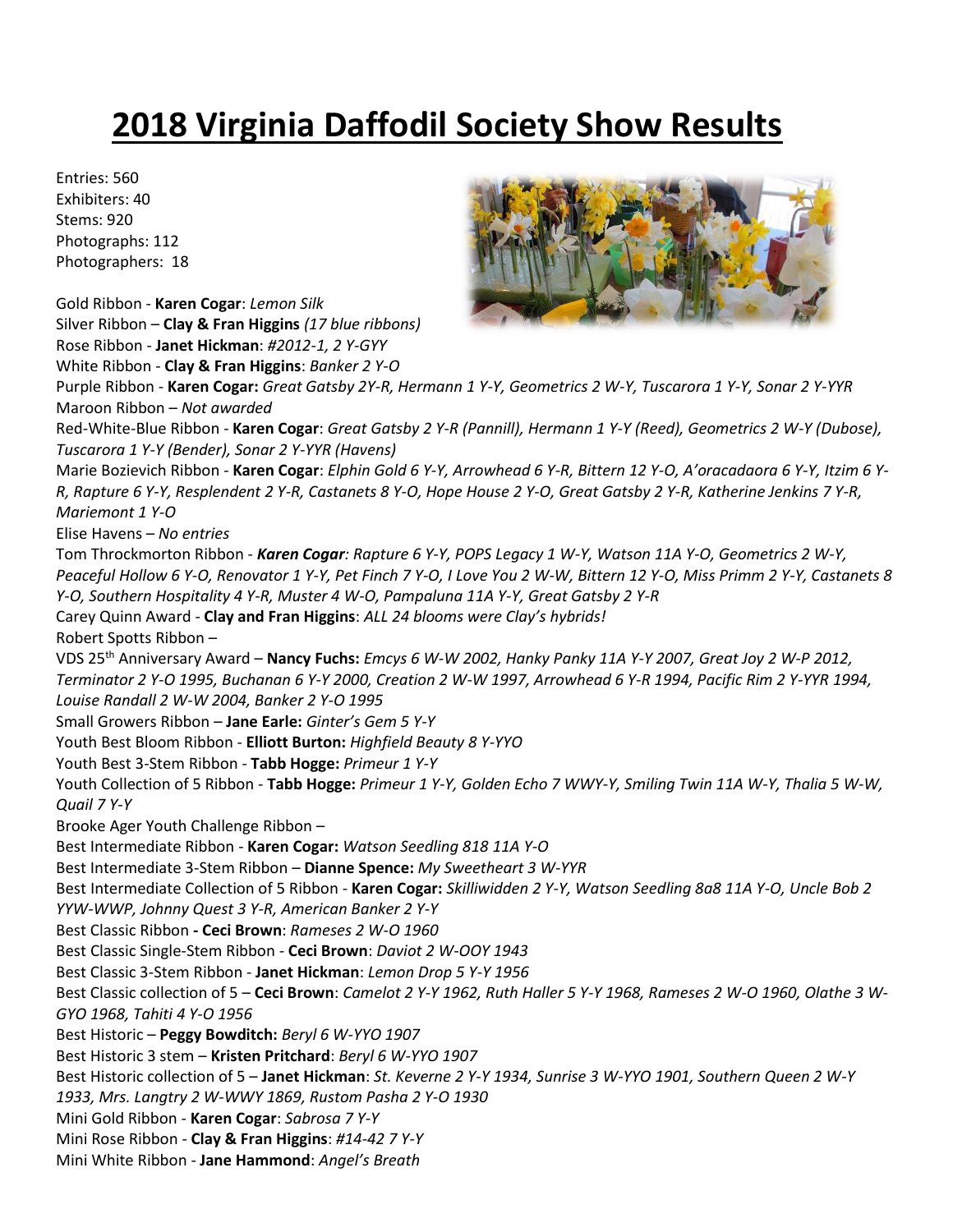# 2018 Virginia Daffodil Society Show Results

Entries: 560
Exhibiters: 40
Stems: 920
Photographs: 112
Photographers: 18

Gold Ribbon - **Karen Cogar**: *Lemon Silk*
Silver Ribbon – **Clay & Fran Higgins** *(17 blue ribbons)*
Rose Ribbon - **Janet Hickman**: *#2012-1, 2 Y-GYY*
White Ribbon - **Clay & Fran Higgins**: *Banker 2 Y-O*
Purple Ribbon - **Karen Cogar:** *Great Gatsby 2Y-R, Hermann 1 Y-Y, Geometrics 2 W-Y, Tuscarora 1 Y-Y, Sonar 2 Y-YYR*
Maroon Ribbon – *Not awarded*
Red-White-Blue Ribbon - **Karen Cogar**: *Great Gatsby 2 Y-R (Pannill), Hermann 1 Y-Y (Reed), Geometrics 2 W-Y (Dubose), Tuscarora 1 Y-Y (Bender), Sonar 2 Y-YYR (Havens)*
Marie Bozievich Ribbon - **Karen Cogar**: *Elphin Gold 6 Y-Y, Arrowhead 6 Y-R, Bittern 12 Y-O, A'oracadaora 6 Y-Y, Itzim 6 Y-R, Rapture 6 Y-Y, Resplendent 2 Y-R, Castanets 8 Y-O, Hope House 2 Y-O, Great Gatsby 2 Y-R, Katherine Jenkins 7 Y-R, Mariemont 1 Y-O*
Elise Havens – *No entries*
Tom Throckmorton Ribbon - ***Karen Cogar****: Rapture 6 Y-Y, POPS Legacy 1 W-Y, Watson 11A Y-O, Geometrics 2 W-Y, Peaceful Hollow 6 Y-O, Renovator 1 Y-Y, Pet Finch 7 Y-O, I Love You 2 W-W, Bittern 12 Y-O, Miss Primm 2 Y-Y, Castanets 8 Y-O, Southern Hospitality 4 Y-R, Muster 4 W-O, Pampaluna 11A Y-Y, Great Gatsby 2 Y-R*
Carey Quinn Award - **Clay and Fran Higgins**: *ALL 24 blooms were Clay's hybrids!*
Robert Spotts Ribbon –
VDS 25th Anniversary Award – **Nancy Fuchs:** *Emcys 6 W-W 2002, Hanky Panky 11A Y-Y 2007, Great Joy 2 W-P 2012, Terminator 2 Y-O 1995, Buchanan 6 Y-Y 2000, Creation 2 W-W 1997, Arrowhead 6 Y-R 1994, Pacific Rim 2 Y-YYR 1994, Louise Randall 2 W-W 2004, Banker 2 Y-O 1995*
Small Growers Ribbon – **Jane Earle:** *Ginter's Gem 5 Y-Y*
Youth Best Bloom Ribbon - **Elliott Burton:** *Highfield Beauty 8 Y-YYO*
Youth Best 3-Stem Ribbon - **Tabb Hogge:** *Primeur 1 Y-Y*
Youth Collection of 5 Ribbon - **Tabb Hogge:** *Primeur 1 Y-Y, Golden Echo 7 WWY-Y, Smiling Twin 11A W-Y, Thalia 5 W-W, Quail 7 Y-Y*
Brooke Ager Youth Challenge Ribbon –
Best Intermediate Ribbon - **Karen Cogar:** *Watson Seedling 818 11A Y-O*
Best Intermediate 3-Stem Ribbon – **Dianne Spence:** *My Sweetheart 3 W-YYR*
Best Intermediate Collection of 5 Ribbon - **Karen Cogar:** *Skilliwidden 2 Y-Y, Watson Seedling 8a8 11A Y-O, Uncle Bob 2 YYW-WWP, Johnny Quest 3 Y-R, American Banker 2 Y-Y*
Best Classic Ribbon **- Ceci Brown**: *Rameses 2 W-O 1960*
Best Classic Single-Stem Ribbon - **Ceci Brown**: *Daviot 2 W-OOY 1943*
Best Classic 3-Stem Ribbon - **Janet Hickman**: *Lemon Drop 5 Y-Y 1956*
Best Classic collection of 5 – **Ceci Brown**: *Camelot 2 Y-Y 1962, Ruth Haller 5 Y-Y 1968, Rameses 2 W-O 1960, Olathe 3 W-GYO 1968, Tahiti 4 Y-O 1956*
Best Historic – **Peggy Bowditch:** *Beryl 6 W-YYO 1907*
Best Historic 3 stem – **Kristen Pritchard**: *Beryl 6 W-YYO 1907*
Best Historic collection of 5 – **Janet Hickman**: *St. Keverne 2 Y-Y 1934, Sunrise 3 W-YYO 1901, Southern Queen 2 W-Y 1933, Mrs. Langtry 2 W-WWY 1869, Rustom Pasha 2 Y-O 1930*
Mini Gold Ribbon - **Karen Cogar**: *Sabrosa 7 Y-Y*
Mini Rose Ribbon - **Clay & Fran Higgins**: *#14-42 7 Y-Y*
Mini White Ribbon - **Jane Hammond**: *Angel's Breath*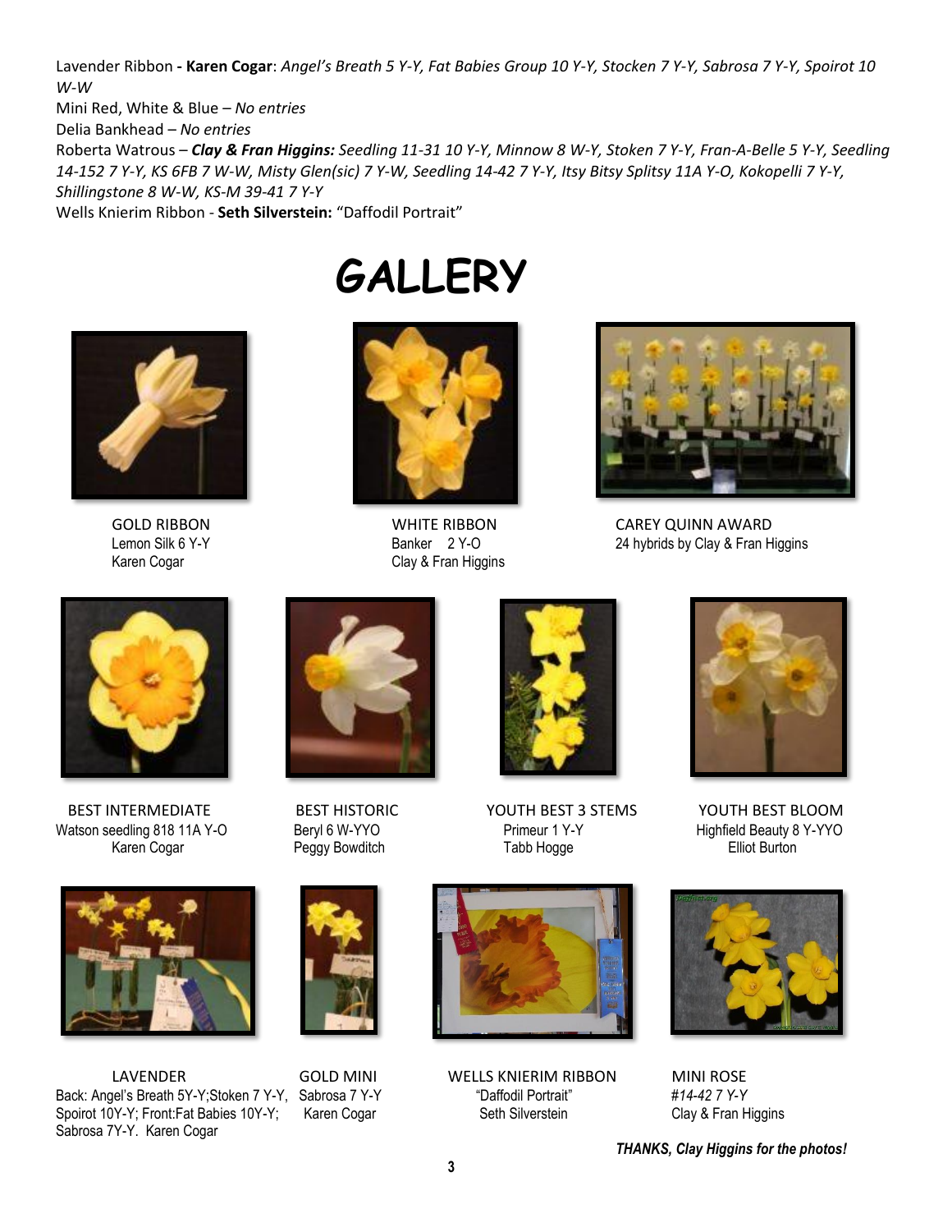Lavender Ribbon **- Karen Cogar**: *Angel's Breath 5 Y-Y, Fat Babies Group 10 Y-Y, Stocken 7 Y-Y, Sabrosa 7 Y-Y, Spoirot 10 W-W*

Mini Red, White & Blue – *No entries*

Delia Bankhead – *No entries*

Roberta Watrous – ***Clay & Fran Higgins:*** *Seedling 11-31 10 Y-Y, Minnow 8 W-Y, Stoken 7 Y-Y, Fran-A-Belle 5 Y-Y, Seedling 14-152 7 Y-Y, KS 6FB 7 W-W, Misty Glen(sic) 7 Y-W, Seedling 14-42 7 Y-Y, Itsy Bitsy Splitsy 11A Y-O, Kokopelli 7 Y-Y, Shillingstone 8 W-W, KS-M 39-41 7 Y-Y*

Wells Knierim Ribbon - **Seth Silverstein:** "Daffodil Portrait"

# GALLERY

GOLD RIBBON
Lemon Silk 6 Y-Y
Karen Cogar

WHITE RIBBON
Banker 2 Y-O
Clay & Fran Higgins

CAREY QUINN AWARD
24 hybrids by Clay & Fran Higgins

BEST INTERMEDIATE
Watson seedling 818 11A Y-O
Karen Cogar

BEST HISTORIC
Beryl 6 W-YYO
Peggy Bowditch

YOUTH BEST 3 STEMS
Primeur 1 Y-Y
Tabb Hogge

YOUTH BEST BLOOM
Highfield Beauty 8 Y-YYO
Elliot Burton

LAVENDER
Back: Angel's Breath 5Y-Y;Stoken 7 Y-Y, Spoirot 10Y-Y; Front:Fat Babies 10Y-Y; Sabrosa 7Y-Y. Karen Cogar

GOLD MINI
Sabrosa 7 Y-Y
Karen Cogar

WELLS KNIERIM RIBBON
"Daffodil Portrait"
Seth Silverstein

MINI ROSE
*#14-42 7 Y-Y*
Clay & Fran Higgins

***THANKS, Clay Higgins for the photos!***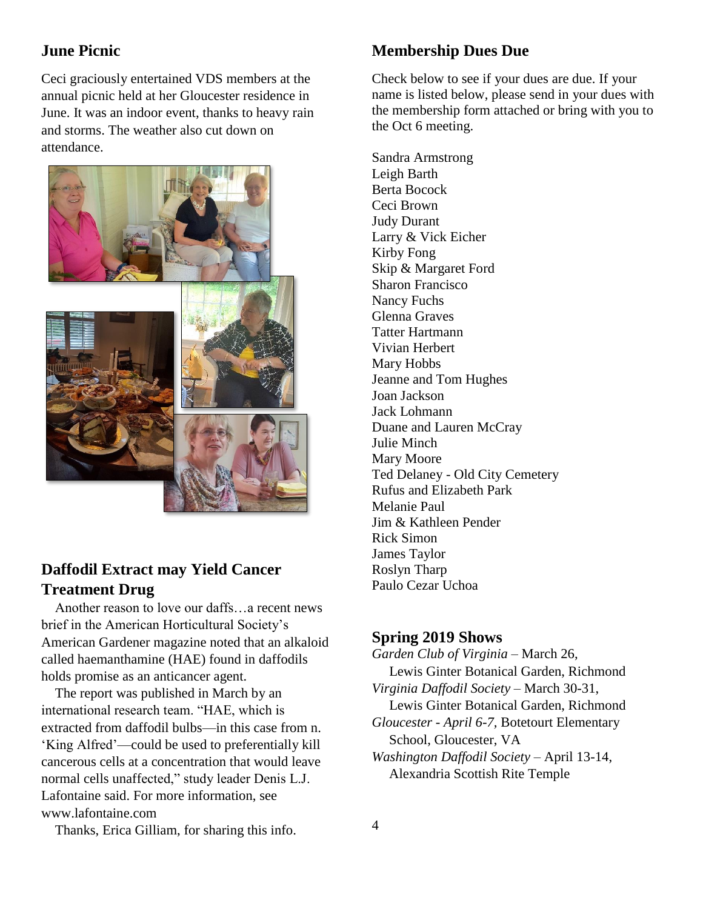## June Picnic

Ceci graciously entertained VDS members at the annual picnic held at her Gloucester residence in June. It was an indoor event, thanks to heavy rain and storms. The weather also cut down on attendance.

## Daffodil Extract may Yield Cancer Treatment Drug

Another reason to love our daffs…a recent news brief in the American Horticultural Society's American Gardener magazine noted that an alkaloid called haemanthamine (HAE) found in daffodils holds promise as an anticancer agent.

The report was published in March by an international research team. "HAE, which is extracted from daffodil bulbs—in this case from n. 'King Alfred'—could be used to preferentially kill cancerous cells at a concentration that would leave normal cells unaffected," study leader Denis L.J. Lafontaine said. For more information, see www.lafontaine.com

Thanks, Erica Gilliam, for sharing this info.

## Membership Dues Due

Check below to see if your dues are due. If your name is listed below, please send in your dues with the membership form attached or bring with you to the Oct 6 meeting.

Sandra Armstrong
Leigh Barth
Berta Bocock
Ceci Brown
Judy Durant
Larry & Vick Eicher
Kirby Fong
Skip & Margaret Ford
Sharon Francisco
Nancy Fuchs
Glenna Graves
Tatter Hartmann
Vivian Herbert
Mary Hobbs
Jeanne and Tom Hughes
Joan Jackson
Jack Lohmann
Duane and Lauren McCray
Julie Minch
Mary Moore
Ted Delaney - Old City Cemetery
Rufus and Elizabeth Park
Melanie Paul
Jim & Kathleen Pender
Rick Simon
James Taylor
Roslyn Tharp
Paulo Cezar Uchoa

## Spring 2019 Shows

*Garden Club of Virginia* – March 26,
Lewis Ginter Botanical Garden, Richmond

*Virginia Daffodil Society* – March 30-31,
Lewis Ginter Botanical Garden, Richmond

*Gloucester - April 6-7,* Botetourt Elementary School, Gloucester, VA

*Washington Daffodil Society* – April 13-14,
Alexandria Scottish Rite Temple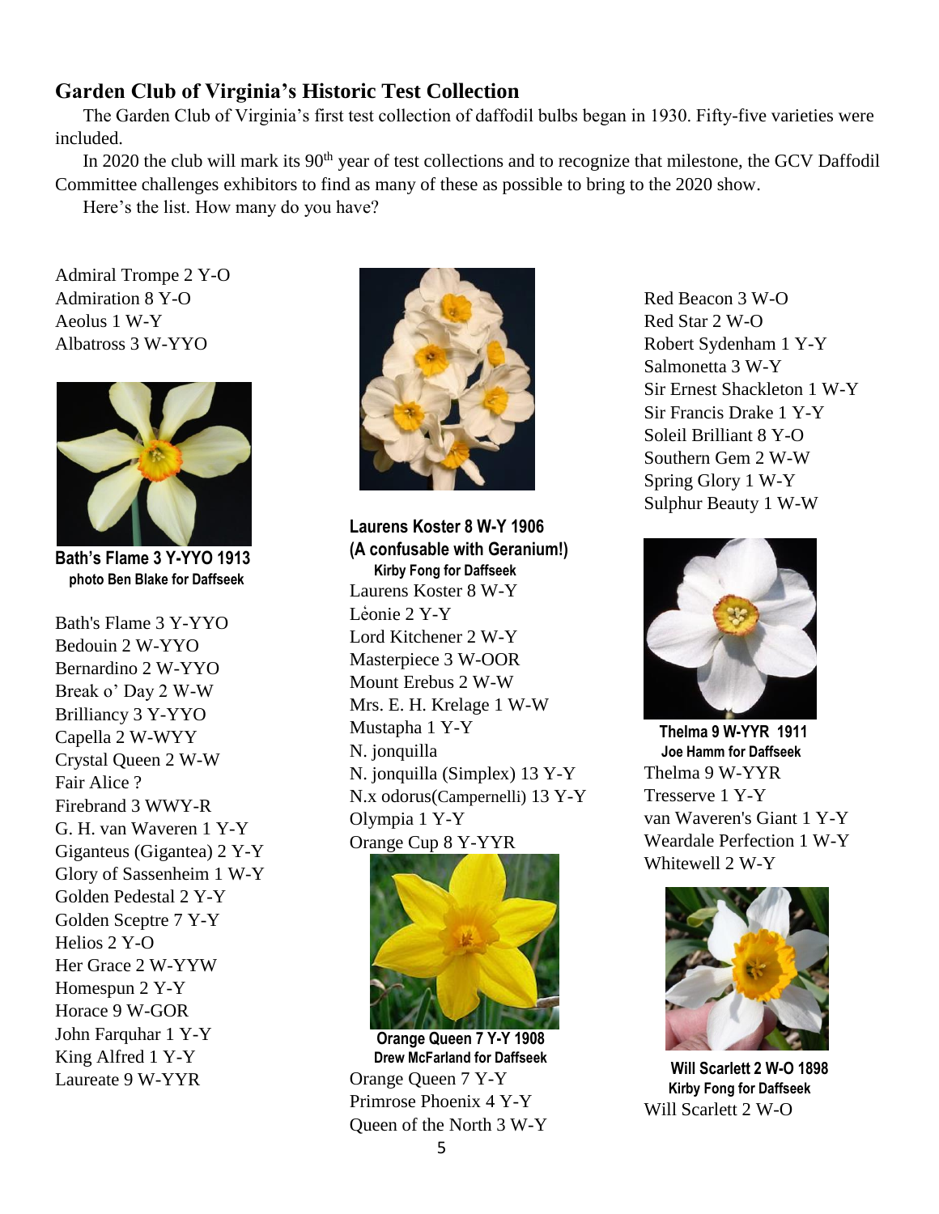## Garden Club of Virginia's Historic Test Collection

The Garden Club of Virginia's first test collection of daffodil bulbs began in 1930. Fifty-five varieties were included.

In 2020 the club will mark its 90th year of test collections and to recognize that milestone, the GCV Daffodil Committee challenges exhibitors to find as many of these as possible to bring to the 2020 show.

Here's the list. How many do you have?

Admiral Trompe 2 Y-O
Admiration 8 Y-O
Aeolus 1 W-Y
Albatross 3 W-YYO

**Bath's Flame 3 Y-YYO 1913**
**photo Ben Blake for Daffseek**

Bath's Flame 3 Y-YYO
Bedouin 2 W-YYO
Bernardino 2 W-YYO
Break o' Day 2 W-W
Brilliancy 3 Y-YYO
Capella 2 W-WYY
Crystal Queen 2 W-W
Fair Alice ?
Firebrand 3 WWY-R
G. H. van Waveren 1 Y-Y
Giganteus (Gigantea) 2 Y-Y
Glory of Sassenheim 1 W-Y
Golden Pedestal 2 Y-Y
Golden Sceptre 7 Y-Y
Helios 2 Y-O
Her Grace 2 W-YYW
Homespun 2 Y-Y
Horace 9 W-GOR
John Farquhar 1 Y-Y
King Alfred 1 Y-Y
Laureate 9 W-YYR

**Laurens Koster 8 W-Y 1906**
**(A confusable with Geranium!)**
**Kirby Fong for Daffseek**

Laurens Koster 8 W-Y
Léonie 2 Y-Y
Lord Kitchener 2 W-Y
Masterpiece 3 W-OOR
Mount Erebus 2 W-W
Mrs. E. H. Krelage 1 W-W
Mustapha 1 Y-Y
N. jonquilla
N. jonquilla (Simplex) 13 Y-Y
N.x odorus(Campernelli) 13 Y-Y
Olympia 1 Y-Y
Orange Cup 8 Y-YYR

**Orange Queen 7 Y-Y 1908**
**Drew McFarland for Daffseek**

Orange Queen 7 Y-Y
Primrose Phoenix 4 Y-Y
Queen of the North 3 W-Y
Red Beacon 3 W-O
Red Star 2 W-O
Robert Sydenham 1 Y-Y
Salmonetta 3 W-Y
Sir Ernest Shackleton 1 W-Y
Sir Francis Drake 1 Y-Y
Soleil Brilliant 8 Y-O
Southern Gem 2 W-W
Spring Glory 1 W-Y
Sulphur Beauty 1 W-W

**Thelma 9 W-YYR 1911**
**Joe Hamm for Daffseek**

Thelma 9 W-YYR
Tresserve 1 Y-Y
van Waveren's Giant 1 Y-Y
Weardale Perfection 1 W-Y
Whitewell 2 W-Y

**Will Scarlett 2 W-O 1898**
**Kirby Fong for Daffseek**

Will Scarlett 2 W-O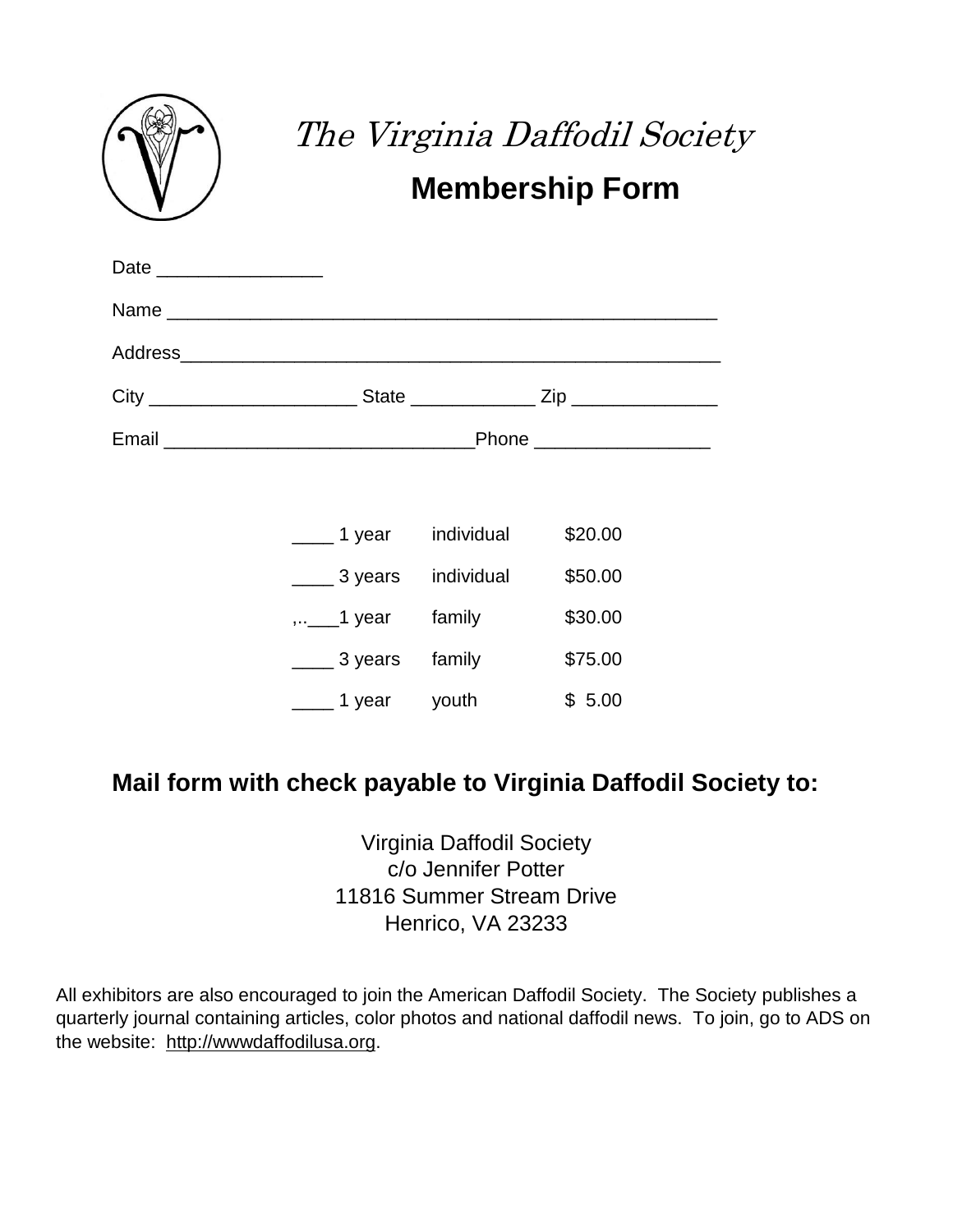# *The Virginia Daffodil Society*

## Membership Form

Date ________________

Name ______________________________________________________

Address_____________________________________________________

City ____________________ State ____________ Zip ______________

Email ______________________________Phone _________________

| | | |
|---|---|---|
| ____ 1 year | individual | $20.00 |
| ____ 3 years | individual | $50.00 |
| ,..___1 year | family | $30.00 |
| ____ 3 years | family | $75.00 |
| ____ 1 year | youth | $ 5.00 |

**Mail form with check payable to Virginia Daffodil Society to:**

Virginia Daffodil Society
c/o Jennifer Potter
11816 Summer Stream Drive
Henrico, VA 23233

All exhibitors are also encouraged to join the American Daffodil Society. The Society publishes a quarterly journal containing articles, color photos and national daffodil news. To join, go to ADS on the website: http://wwwdaffodilusa.org.